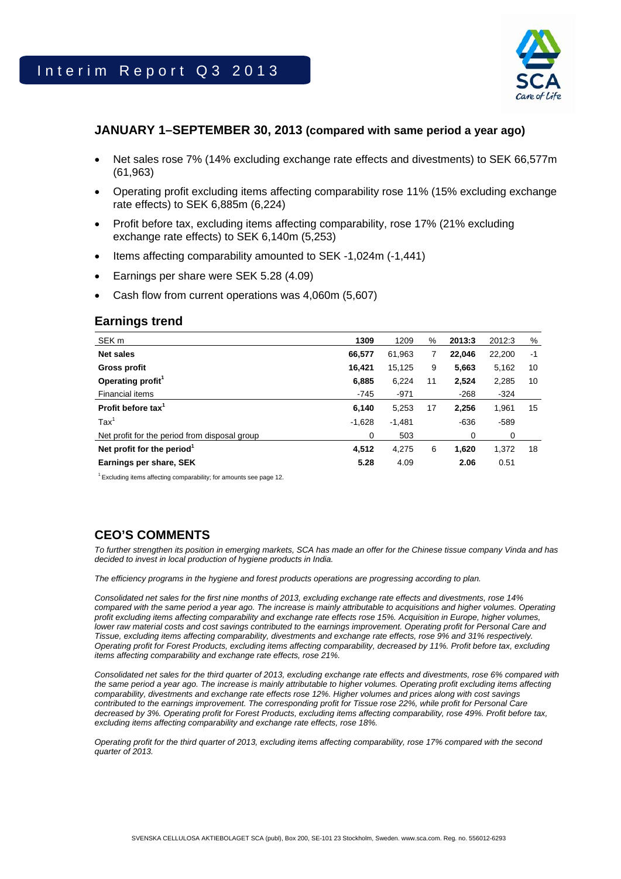# Interim Report Q3 2013

## JANUARY 1–SEPTEMBER 30, 2013 (compared with same period a year ago)

- Net sales rose 7% (14% excluding exchange rate effects and divestments) to SEK 66,577m (61,963)
- Operating profit excluding items affecting comparability rose 11% (15% excluding exchange rate effects) to SEK 6,885m (6,224)
- Profit before tax, excluding items affecting comparability, rose 17% (21% excluding exchange rate effects) to SEK 6,140m (5,253)
- Items affecting comparability amounted to SEK -1,024m (-1,441)
- Earnings per share were SEK 5.28 (4.09)
- Cash flow from current operations was 4,060m (5,607)

## Earnings trend

| SEK m | 1309 | 1209 | % | 2013:3 | 2012:3 | % |
|---|---|---|---|---|---|---|
| **Net sales** | **66,577** | 61,963 | 7 | **22,046** | 22,200 | -1 |
| **Gross profit** | **16,421** | 15,125 | 9 | **5,663** | 5,162 | 10 |
| **Operating profit[1]** | **6,885** | 6,224 | 11 | **2,524** | 2,285 | 10 |
| Financial items | -745 | -971 | | -268 | -324 | |
| **Profit before tax[1]** | **6,140** | 5,253 | 17 | **2,256** | 1,961 | 15 |
| Tax[1] | -1,628 | -1,481 | | -636 | -589 | |
| Net profit for the period from disposal group | 0 | 503 | | 0 | 0 | |
| **Net profit for the period[1]** | **4,512** | 4,275 | 6 | **1,620** | 1,372 | 18 |
| **Earnings per share, SEK** | **5.28** | 4.09 | | **2.06** | 0.51 | |

[1] Excluding items affecting comparability; for amounts see page 12.

## CEO'S COMMENTS

*To further strengthen its position in emerging markets, SCA has made an offer for the Chinese tissue company Vinda and has decided to invest in local production of hygiene products in India.*

*The efficiency programs in the hygiene and forest products operations are progressing according to plan.*

*Consolidated net sales for the first nine months of 2013, excluding exchange rate effects and divestments, rose 14% compared with the same period a year ago. The increase is mainly attributable to acquisitions and higher volumes. Operating profit excluding items affecting comparability and exchange rate effects rose 15%. Acquisition in Europe, higher volumes, lower raw material costs and cost savings contributed to the earnings improvement. Operating profit for Personal Care and Tissue, excluding items affecting comparability, divestments and exchange rate effects, rose 9% and 31% respectively. Operating profit for Forest Products, excluding items affecting comparability, decreased by 11%. Profit before tax, excluding items affecting comparability and exchange rate effects, rose 21%.*

*Consolidated net sales for the third quarter of 2013, excluding exchange rate effects and divestments, rose 6% compared with the same period a year ago. The increase is mainly attributable to higher volumes. Operating profit excluding items affecting comparability, divestments and exchange rate effects rose 12%. Higher volumes and prices along with cost savings contributed to the earnings improvement. The corresponding profit for Tissue rose 22%, while profit for Personal Care decreased by 3%. Operating profit for Forest Products, excluding items affecting comparability, rose 49%. Profit before tax, excluding items affecting comparability and exchange rate effects, rose 18%.*

*Operating profit for the third quarter of 2013, excluding items affecting comparability, rose 17% compared with the second quarter of 2013.*

SVENSKA CELLULOSA AKTIEBOLAGET SCA (publ), Box 200, SE-101 23 Stockholm, Sweden. www.sca.com. Reg. no. 556012-6293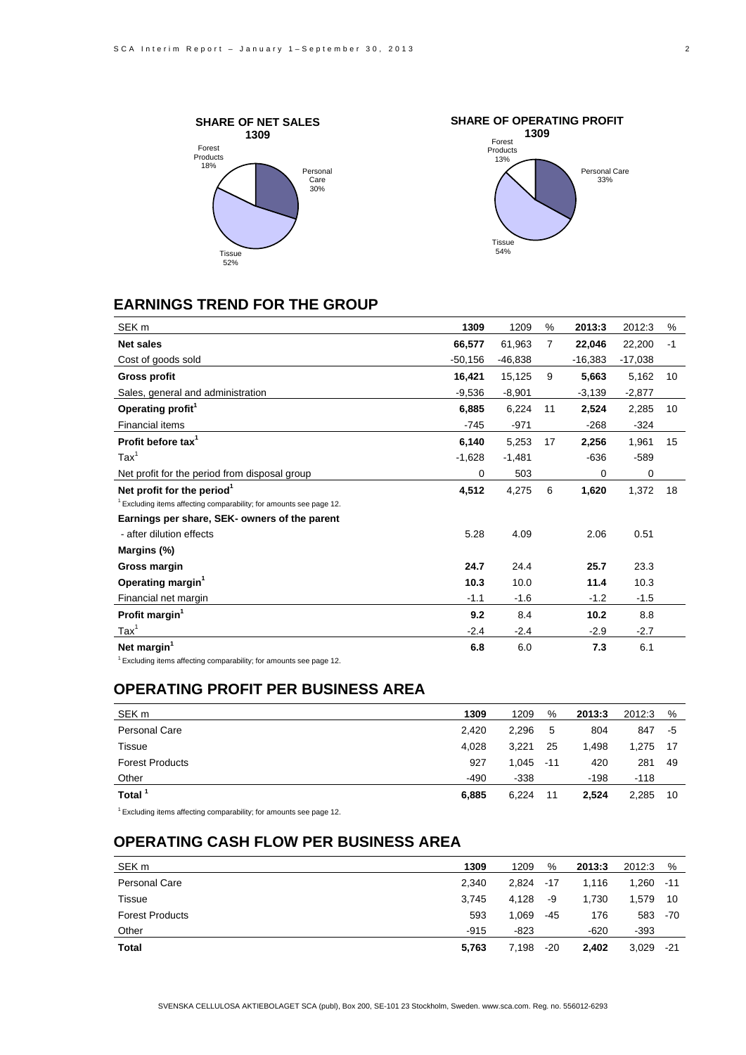**SHARE OF NET SALES 1309**

Forest Products 18%
Personal Care 30%
Tissue 52%

**SHARE OF OPERATING PROFIT 1309**

Forest Products 13%
Personal Care 33%
Tissue 54%

## EARNINGS TREND FOR THE GROUP

| SEK m | 1309 | 1209 | % | 2013:3 | 2012:3 | % |
|---|---|---|---|---|---|---|
| **Net sales** | **66,577** | 61,963 | 7 | **22,046** | 22,200 | -1 |
| Cost of goods sold | -50,156 | -46,838 | | -16,383 | -17,038 | |
| **Gross profit** | **16,421** | 15,125 | 9 | **5,663** | 5,162 | 10 |
| Sales, general and administration | -9,536 | -8,901 | | -3,139 | -2,877 | |
| **Operating profit[1]** | **6,885** | 6,224 | 11 | **2,524** | 2,285 | 10 |
| Financial items | -745 | -971 | | -268 | -324 | |
| **Profit before tax[1]** | **6,140** | 5,253 | 17 | **2,256** | 1,961 | 15 |
| Tax[1] | -1,628 | -1,481 | | -636 | -589 | |
| Net profit for the period from disposal group | 0 | 503 | | 0 | 0 | |
| **Net profit for the period[1]** | **4,512** | 4,275 | 6 | **1,620** | 1,372 | 18 |
| [1] Excluding items affecting comparability; for amounts see page 12. | | | | | | |
| **Earnings per share, SEK- owners of the parent** | | | | | | |
| - after dilution effects | 5.28 | 4.09 | | 2.06 | 0.51 | |
| **Margins (%)** | | | | | | |
| **Gross margin** | **24.7** | 24.4 | | **25.7** | 23.3 | |
| **Operating margin[1]** | **10.3** | 10.0 | | **11.4** | 10.3 | |
| Financial net margin | -1.1 | -1.6 | | -1.2 | -1.5 | |
| **Profit margin[1]** | **9.2** | 8.4 | | **10.2** | 8.8 | |
| Tax[1] | -2.4 | -2.4 | | -2.9 | -2.7 | |
| **Net margin[1]** | **6.8** | 6.0 | | **7.3** | 6.1 | |

[1] Excluding items affecting comparability; for amounts see page 12.

## OPERATING PROFIT PER BUSINESS AREA

| SEK m | 1309 | 1209 | % | 2013:3 | 2012:3 | % |
|---|---|---|---|---|---|---|
| Personal Care | 2,420 | 2,296 | 5 | 804 | 847 | -5 |
| Tissue | 4,028 | 3,221 | 25 | 1,498 | 1,275 | 17 |
| Forest Products | 927 | 1,045 | -11 | 420 | 281 | 49 |
| Other | -490 | -338 | | -198 | -118 | |
| **Total [1]** | **6,885** | 6,224 | 11 | **2,524** | 2,285 | 10 |

[1] Excluding items affecting comparability; for amounts see page 12.

## OPERATING CASH FLOW PER BUSINESS AREA

| SEK m | 1309 | 1209 | % | 2013:3 | 2012:3 | % |
|---|---|---|---|---|---|---|
| Personal Care | 2,340 | 2,824 | -17 | 1,116 | 1,260 | -11 |
| Tissue | 3,745 | 4,128 | -9 | 1,730 | 1,579 | 10 |
| Forest Products | 593 | 1,069 | -45 | 176 | 583 | -70 |
| Other | -915 | -823 | | -620 | -393 | |
| **Total** | **5,763** | 7,198 | -20 | **2,402** | 3,029 | -21 |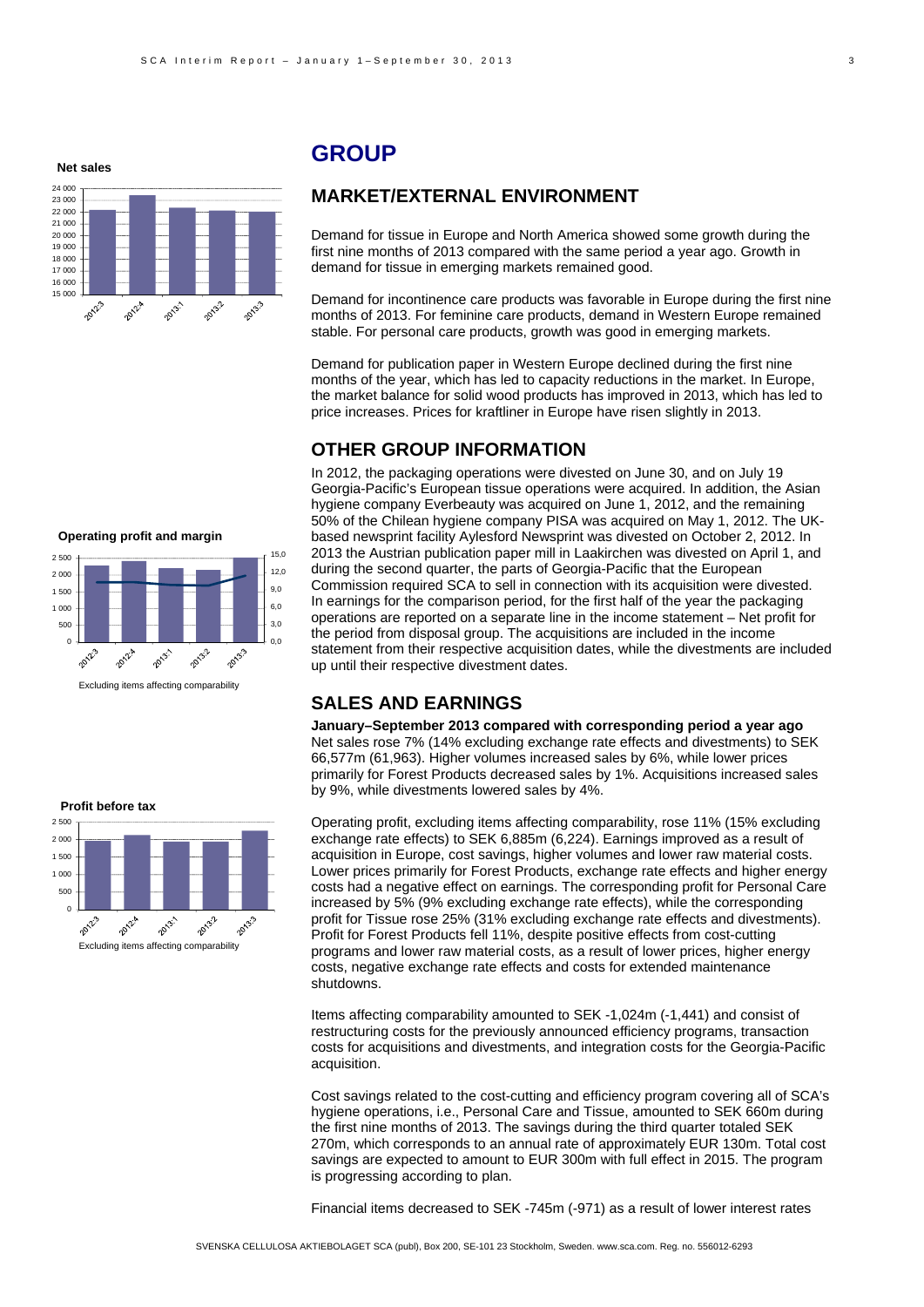# GROUP

## MARKET/EXTERNAL ENVIRONMENT

Demand for tissue in Europe and North America showed some growth during the first nine months of 2013 compared with the same period a year ago. Growth in demand for tissue in emerging markets remained good.

Demand for incontinence care products was favorable in Europe during the first nine months of 2013. For feminine care products, demand in Western Europe remained stable. For personal care products, growth was good in emerging markets.

Demand for publication paper in Western Europe declined during the first nine months of the year, which has led to capacity reductions in the market. In Europe, the market balance for solid wood products has improved in 2013, which has led to price increases. Prices for kraftliner in Europe have risen slightly in 2013.

## OTHER GROUP INFORMATION

In 2012, the packaging operations were divested on June 30, and on July 19 Georgia-Pacific's European tissue operations were acquired. In addition, the Asian hygiene company Everbeauty was acquired on June 1, 2012, and the remaining 50% of the Chilean hygiene company PISA was acquired on May 1, 2012. The UK-based newsprint facility Aylesford Newsprint was divested on October 2, 2012. In 2013 the Austrian publication paper mill in Laakirchen was divested on April 1, and during the second quarter, the parts of Georgia-Pacific that the European Commission required SCA to sell in connection with its acquisition were divested. In earnings for the comparison period, for the first half of the year the packaging operations are reported on a separate line in the income statement – Net profit for the period from disposal group. The acquisitions are included in the income statement from their respective acquisition dates, while the divestments are included up until their respective divestment dates.

## SALES AND EARNINGS

**January–September 2013 compared with corresponding period a year ago**
Net sales rose 7% (14% excluding exchange rate effects and divestments) to SEK 66,577m (61,963). Higher volumes increased sales by 6%, while lower prices primarily for Forest Products decreased sales by 1%. Acquisitions increased sales by 9%, while divestments lowered sales by 4%.

Operating profit, excluding items affecting comparability, rose 11% (15% excluding exchange rate effects) to SEK 6,885m (6,224). Earnings improved as a result of acquisition in Europe, cost savings, higher volumes and lower raw material costs. Lower prices primarily for Forest Products, exchange rate effects and higher energy costs had a negative effect on earnings. The corresponding profit for Personal Care increased by 5% (9% excluding exchange rate effects), while the corresponding profit for Tissue rose 25% (31% excluding exchange rate effects and divestments). Profit for Forest Products fell 11%, despite positive effects from cost-cutting programs and lower raw material costs, as a result of lower prices, higher energy costs, negative exchange rate effects and costs for extended maintenance shutdowns.

Items affecting comparability amounted to SEK -1,024m (-1,441) and consist of restructuring costs for the previously announced efficiency programs, transaction costs for acquisitions and divestments, and integration costs for the Georgia-Pacific acquisition.

Cost savings related to the cost-cutting and efficiency program covering all of SCA's hygiene operations, i.e., Personal Care and Tissue, amounted to SEK 660m during the first nine months of 2013. The savings during the third quarter totaled SEK 270m, which corresponds to an annual rate of approximately EUR 130m. Total cost savings are expected to amount to EUR 300m with full effect in 2015. The program is progressing according to plan.

Financial items decreased to SEK -745m (-971) as a result of lower interest rates

**Net sales**

**Operating profit and margin**

Excluding items affecting comparability

**Profit before tax**

Excluding items affecting comparability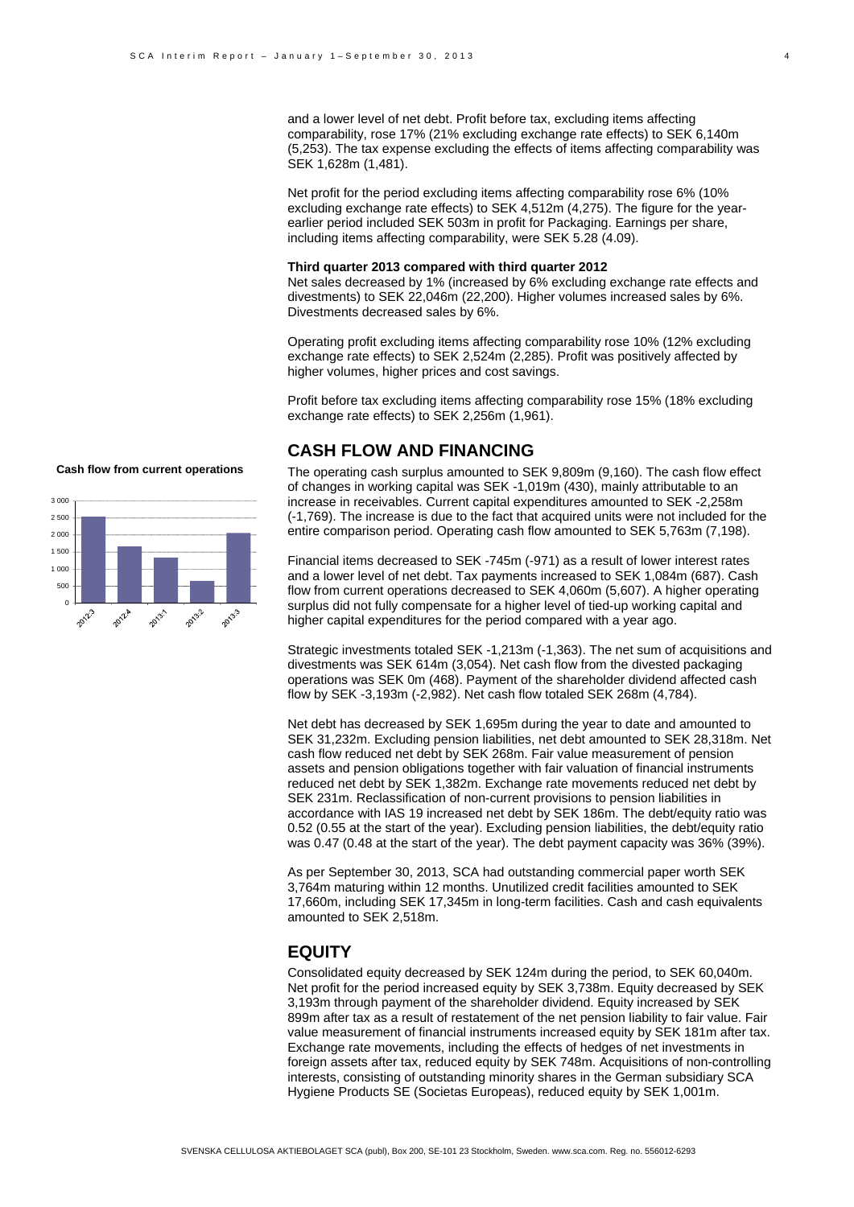and a lower level of net debt. Profit before tax, excluding items affecting comparability, rose 17% (21% excluding exchange rate effects) to SEK 6,140m (5,253). The tax expense excluding the effects of items affecting comparability was SEK 1,628m (1,481).

Net profit for the period excluding items affecting comparability rose 6% (10% excluding exchange rate effects) to SEK 4,512m (4,275). The figure for the year-earlier period included SEK 503m in profit for Packaging. Earnings per share, including items affecting comparability, were SEK 5.28 (4.09).

**Third quarter 2013 compared with third quarter 2012**

Net sales decreased by 1% (increased by 6% excluding exchange rate effects and divestments) to SEK 22,046m (22,200). Higher volumes increased sales by 6%. Divestments decreased sales by 6%.

Operating profit excluding items affecting comparability rose 10% (12% excluding exchange rate effects) to SEK 2,524m (2,285). Profit was positively affected by higher volumes, higher prices and cost savings.

Profit before tax excluding items affecting comparability rose 15% (18% excluding exchange rate effects) to SEK 2,256m (1,961).

## CASH FLOW AND FINANCING

**Cash flow from current operations**

The operating cash surplus amounted to SEK 9,809m (9,160). The cash flow effect of changes in working capital was SEK -1,019m (430), mainly attributable to an increase in receivables. Current capital expenditures amounted to SEK -2,258m (-1,769). The increase is due to the fact that acquired units were not included for the entire comparison period. Operating cash flow amounted to SEK 5,763m (7,198).

Financial items decreased to SEK -745m (-971) as a result of lower interest rates and a lower level of net debt. Tax payments increased to SEK 1,084m (687). Cash flow from current operations decreased to SEK 4,060m (5,607). A higher operating surplus did not fully compensate for a higher level of tied-up working capital and higher capital expenditures for the period compared with a year ago.

Strategic investments totaled SEK -1,213m (-1,363). The net sum of acquisitions and divestments was SEK 614m (3,054). Net cash flow from the divested packaging operations was SEK 0m (468). Payment of the shareholder dividend affected cash flow by SEK -3,193m (-2,982). Net cash flow totaled SEK 268m (4,784).

Net debt has decreased by SEK 1,695m during the year to date and amounted to SEK 31,232m. Excluding pension liabilities, net debt amounted to SEK 28,318m. Net cash flow reduced net debt by SEK 268m. Fair value measurement of pension assets and pension obligations together with fair valuation of financial instruments reduced net debt by SEK 1,382m. Exchange rate movements reduced net debt by SEK 231m. Reclassification of non-current provisions to pension liabilities in accordance with IAS 19 increased net debt by SEK 186m. The debt/equity ratio was 0.52 (0.55 at the start of the year). Excluding pension liabilities, the debt/equity ratio was 0.47 (0.48 at the start of the year). The debt payment capacity was 36% (39%).

As per September 30, 2013, SCA had outstanding commercial paper worth SEK 3,764m maturing within 12 months. Unutilized credit facilities amounted to SEK 17,660m, including SEK 17,345m in long-term facilities. Cash and cash equivalents amounted to SEK 2,518m.

## EQUITY

Consolidated equity decreased by SEK 124m during the period, to SEK 60,040m. Net profit for the period increased equity by SEK 3,738m. Equity decreased by SEK 3,193m through payment of the shareholder dividend. Equity increased by SEK 899m after tax as a result of restatement of the net pension liability to fair value. Fair value measurement of financial instruments increased equity by SEK 181m after tax. Exchange rate movements, including the effects of hedges of net investments in foreign assets after tax, reduced equity by SEK 748m. Acquisitions of non-controlling interests, consisting of outstanding minority shares in the German subsidiary SCA Hygiene Products SE (Societas Europeas), reduced equity by SEK 1,001m.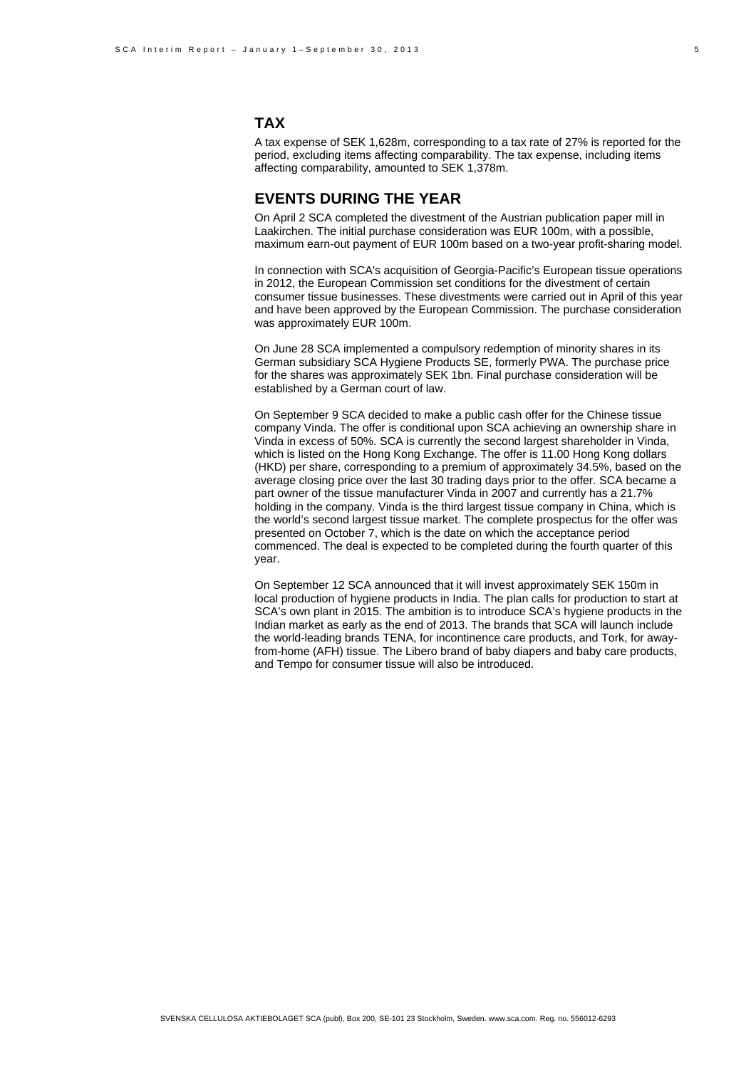## TAX

A tax expense of SEK 1,628m, corresponding to a tax rate of 27% is reported for the period, excluding items affecting comparability. The tax expense, including items affecting comparability, amounted to SEK 1,378m.

## EVENTS DURING THE YEAR

On April 2 SCA completed the divestment of the Austrian publication paper mill in Laakirchen. The initial purchase consideration was EUR 100m, with a possible, maximum earn-out payment of EUR 100m based on a two-year profit-sharing model.

In connection with SCA's acquisition of Georgia-Pacific's European tissue operations in 2012, the European Commission set conditions for the divestment of certain consumer tissue businesses. These divestments were carried out in April of this year and have been approved by the European Commission. The purchase consideration was approximately EUR 100m.

On June 28 SCA implemented a compulsory redemption of minority shares in its German subsidiary SCA Hygiene Products SE, formerly PWA. The purchase price for the shares was approximately SEK 1bn. Final purchase consideration will be established by a German court of law.

On September 9 SCA decided to make a public cash offer for the Chinese tissue company Vinda. The offer is conditional upon SCA achieving an ownership share in Vinda in excess of 50%. SCA is currently the second largest shareholder in Vinda, which is listed on the Hong Kong Exchange. The offer is 11.00 Hong Kong dollars (HKD) per share, corresponding to a premium of approximately 34.5%, based on the average closing price over the last 30 trading days prior to the offer. SCA became a part owner of the tissue manufacturer Vinda in 2007 and currently has a 21.7% holding in the company. Vinda is the third largest tissue company in China, which is the world's second largest tissue market. The complete prospectus for the offer was presented on October 7, which is the date on which the acceptance period commenced. The deal is expected to be completed during the fourth quarter of this year.

On September 12 SCA announced that it will invest approximately SEK 150m in local production of hygiene products in India. The plan calls for production to start at SCA's own plant in 2015. The ambition is to introduce SCA's hygiene products in the Indian market as early as the end of 2013. The brands that SCA will launch include the world-leading brands TENA, for incontinence care products, and Tork, for away-from-home (AFH) tissue. The Libero brand of baby diapers and baby care products, and Tempo for consumer tissue will also be introduced.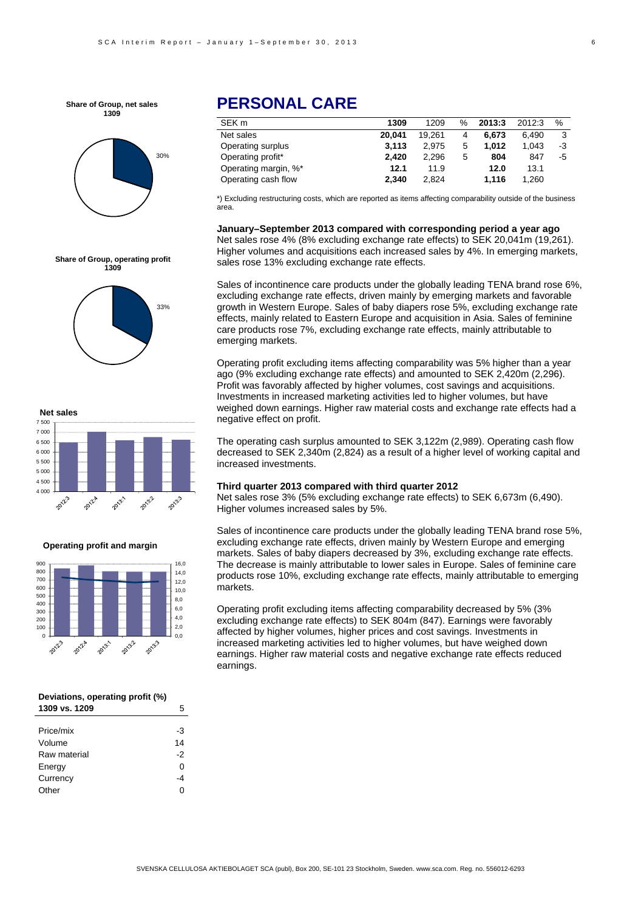# PERSONAL CARE

| SEK m | 1309 | 1209 | % | 2013:3 | 2012:3 | % |
|---|---|---|---|---|---|---|
| Net sales | **20,041** | 19,261 | 4 | **6,673** | 6,490 | 3 |
| Operating surplus | **3,113** | 2,975 | 5 | **1,012** | 1,043 | -3 |
| Operating profit* | **2,420** | 2,296 | 5 | **804** | 847 | -5 |
| Operating margin, %* | **12.1** | 11.9 | | **12.0** | 13.1 | |
| Operating cash flow | **2,340** | 2,824 | | **1,116** | 1,260 | |

*) Excluding restructuring costs, which are reported as items affecting comparability outside of the business area.

**January–September 2013 compared with corresponding period a year ago**

Net sales rose 4% (8% excluding exchange rate effects) to SEK 20,041m (19,261). Higher volumes and acquisitions each increased sales by 4%. In emerging markets, sales rose 13% excluding exchange rate effects.

Sales of incontinence care products under the globally leading TENA brand rose 6%, excluding exchange rate effects, driven mainly by emerging markets and favorable growth in Western Europe. Sales of baby diapers rose 5%, excluding exchange rate effects, mainly related to Eastern Europe and acquisition in Asia. Sales of feminine care products rose 7%, excluding exchange rate effects, mainly attributable to emerging markets.

Operating profit excluding items affecting comparability was 5% higher than a year ago (9% excluding exchange rate effects) and amounted to SEK 2,420m (2,296). Profit was favorably affected by higher volumes, cost savings and acquisitions. Investments in increased marketing activities led to higher volumes, but have weighed down earnings. Higher raw material costs and exchange rate effects had a negative effect on profit.

The operating cash surplus amounted to SEK 3,122m (2,989). Operating cash flow decreased to SEK 2,340m (2,824) as a result of a higher level of working capital and increased investments.

**Third quarter 2013 compared with third quarter 2012**

Net sales rose 3% (5% excluding exchange rate effects) to SEK 6,673m (6,490). Higher volumes increased sales by 5%.

Sales of incontinence care products under the globally leading TENA brand rose 5%, excluding exchange rate effects, driven mainly by Western Europe and emerging markets. Sales of baby diapers decreased by 3%, excluding exchange rate effects. The decrease is mainly attributable to lower sales in Europe. Sales of feminine care products rose 10%, excluding exchange rate effects, mainly attributable to emerging markets.

Operating profit excluding items affecting comparability decreased by 5% (3% excluding exchange rate effects) to SEK 804m (847). Earnings were favorably affected by higher volumes, higher prices and cost savings. Investments in increased marketing activities led to higher volumes, but have weighed down earnings. Higher raw material costs and negative exchange rate effects reduced earnings.

**Share of Group, net sales 1309**

30%

**Share of Group, operating profit 1309**

33%

**Net sales**

**Operating profit and margin**

| **Deviations, operating profit (%) 1309 vs. 1209** | 5 |
|---|---|
| Price/mix | -3 |
| Volume | 14 |
| Raw material | -2 |
| Energy | 0 |
| Currency | -4 |
| Other | 0 |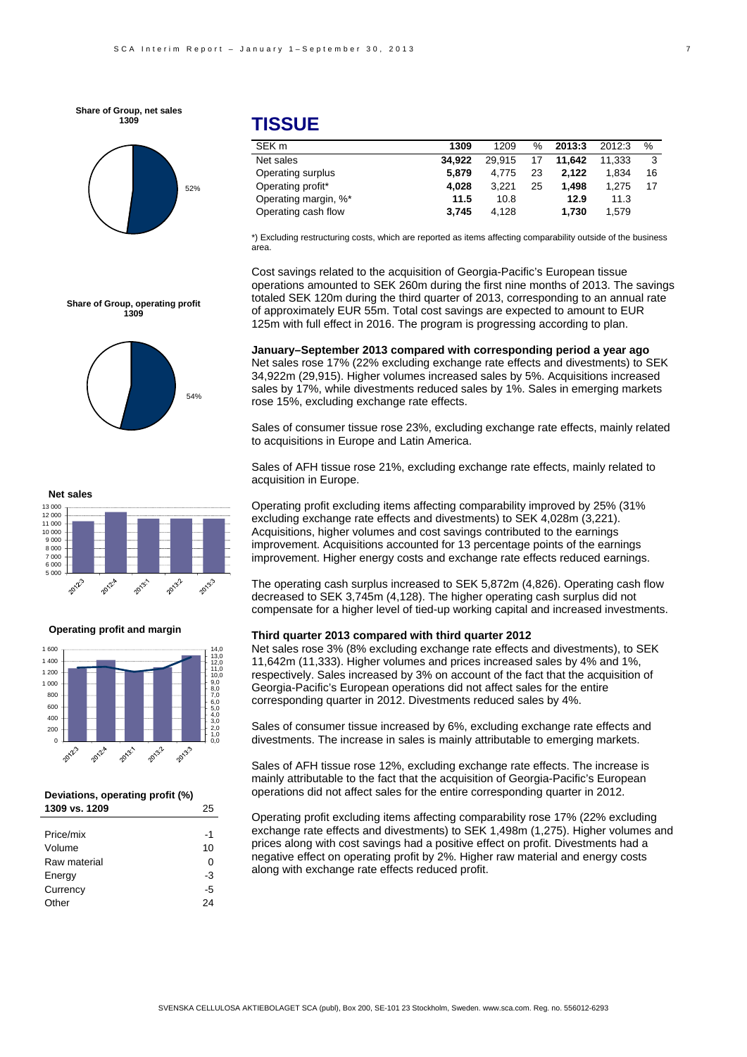Share of Group, net sales 1309

52%

Share of Group, operating profit 1309

54%

Net sales

Operating profit and margin

**Deviations, operating profit (%)**

| 1309 vs. 1209 | 25 |
|---|---|
| Price/mix | -1 |
| Volume | 10 |
| Raw material | 0 |
| Energy | -3 |
| Currency | -5 |
| Other | 24 |

# TISSUE

| SEK m | 1309 | 1209 | % | 2013:3 | 2012:3 | % |
|---|---|---|---|---|---|---|
| Net sales | **34,922** | 29,915 | 17 | **11,642** | 11,333 | 3 |
| Operating surplus | **5,879** | 4,775 | 23 | **2,122** | 1,834 | 16 |
| Operating profit* | **4,028** | 3,221 | 25 | **1,498** | 1,275 | 17 |
| Operating margin, %* | **11.5** | 10.8 | | **12.9** | 11.3 | |
| Operating cash flow | **3,745** | 4,128 | | **1,730** | 1,579 | |

*) Excluding restructuring costs, which are reported as items affecting comparability outside of the business area.

Cost savings related to the acquisition of Georgia-Pacific's European tissue operations amounted to SEK 260m during the first nine months of 2013. The savings totaled SEK 120m during the third quarter of 2013, corresponding to an annual rate of approximately EUR 55m. Total cost savings are expected to amount to EUR 125m with full effect in 2016. The program is progressing according to plan.

**January–September 2013 compared with corresponding period a year ago**

Net sales rose 17% (22% excluding exchange rate effects and divestments) to SEK 34,922m (29,915). Higher volumes increased sales by 5%. Acquisitions increased sales by 17%, while divestments reduced sales by 1%. Sales in emerging markets rose 15%, excluding exchange rate effects.

Sales of consumer tissue rose 23%, excluding exchange rate effects, mainly related to acquisitions in Europe and Latin America.

Sales of AFH tissue rose 21%, excluding exchange rate effects, mainly related to acquisition in Europe.

Operating profit excluding items affecting comparability improved by 25% (31% excluding exchange rate effects and divestments) to SEK 4,028m (3,221). Acquisitions, higher volumes and cost savings contributed to the earnings improvement. Acquisitions accounted for 13 percentage points of the earnings improvement. Higher energy costs and exchange rate effects reduced earnings.

The operating cash surplus increased to SEK 5,872m (4,826). Operating cash flow decreased to SEK 3,745m (4,128). The higher operating cash surplus did not compensate for a higher level of tied-up working capital and increased investments.

**Third quarter 2013 compared with third quarter 2012**

Net sales rose 3% (8% excluding exchange rate effects and divestments), to SEK 11,642m (11,333). Higher volumes and prices increased sales by 4% and 1%, respectively. Sales increased by 3% on account of the fact that the acquisition of Georgia-Pacific's European operations did not affect sales for the entire corresponding quarter in 2012. Divestments reduced sales by 4%.

Sales of consumer tissue increased by 6%, excluding exchange rate effects and divestments. The increase in sales is mainly attributable to emerging markets.

Sales of AFH tissue rose 12%, excluding exchange rate effects. The increase is mainly attributable to the fact that the acquisition of Georgia-Pacific's European operations did not affect sales for the entire corresponding quarter in 2012.

Operating profit excluding items affecting comparability rose 17% (22% excluding exchange rate effects and divestments) to SEK 1,498m (1,275). Higher volumes and prices along with cost savings had a positive effect on profit. Divestments had a negative effect on operating profit by 2%. Higher raw material and energy costs along with exchange rate effects reduced profit.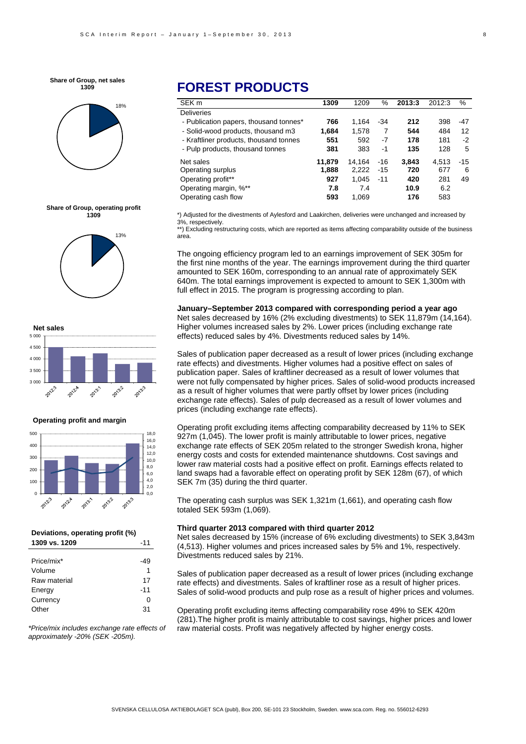**Share of Group, net sales 1309**

18%

**Share of Group, operating profit 1309**

13%

**Net sales**

**Operating profit and margin**

**Deviations, operating profit (%)**

| 1309 vs. 1209 | -11 |
|---|---|
| Price/mix* | -49 |
| Volume | 1 |
| Raw material | 17 |
| Energy | -11 |
| Currency | 0 |
| Other | 31 |

*\*Price/mix includes exchange rate effects of approximately -20% (SEK -205m).*

# FOREST PRODUCTS

| SEK m | 1309 | 1209 | % | 2013:3 | 2012:3 | % |
|---|---|---|---|---|---|---|
| Deliveries | | | | | | |
| - Publication papers, thousand tonnes* | **766** | 1,164 | -34 | **212** | 398 | -47 |
| - Solid-wood products, thousand m3 | **1,684** | 1,578 | 7 | **544** | 484 | 12 |
| - Kraftliner products, thousand tonnes | **551** | 592 | -7 | **178** | 181 | -2 |
| - Pulp products, thousand tonnes | **381** | 383 | -1 | **135** | 128 | 5 |
| Net sales | **11,879** | 14,164 | -16 | **3,843** | 4,513 | -15 |
| Operating surplus | **1,888** | 2,222 | -15 | **720** | 677 | 6 |
| Operating profit** | **927** | 1,045 | -11 | **420** | 281 | 49 |
| Operating margin, %** | **7.8** | 7.4 | | **10.9** | 6.2 | |
| Operating cash flow | **593** | 1,069 | | **176** | 583 | |

*) Adjusted for the divestments of Aylesford and Laakirchen, deliveries were unchanged and increased by 3%, respectively.

**) Excluding restructuring costs, which are reported as items affecting comparability outside of the business area.

The ongoing efficiency program led to an earnings improvement of SEK 305m for the first nine months of the year. The earnings improvement during the third quarter amounted to SEK 160m, corresponding to an annual rate of approximately SEK 640m. The total earnings improvement is expected to amount to SEK 1,300m with full effect in 2015. The program is progressing according to plan.

**January–September 2013 compared with corresponding period a year ago**

Net sales decreased by 16% (2% excluding divestments) to SEK 11,879m (14,164). Higher volumes increased sales by 2%. Lower prices (including exchange rate effects) reduced sales by 4%. Divestments reduced sales by 14%.

Sales of publication paper decreased as a result of lower prices (including exchange rate effects) and divestments. Higher volumes had a positive effect on sales of publication paper. Sales of kraftliner decreased as a result of lower volumes that were not fully compensated by higher prices. Sales of solid-wood products increased as a result of higher volumes that were partly offset by lower prices (including exchange rate effects). Sales of pulp decreased as a result of lower volumes and prices (including exchange rate effects).

Operating profit excluding items affecting comparability decreased by 11% to SEK 927m (1,045). The lower profit is mainly attributable to lower prices, negative exchange rate effects of SEK 205m related to the stronger Swedish krona, higher energy costs and costs for extended maintenance shutdowns. Cost savings and lower raw material costs had a positive effect on profit. Earnings effects related to land swaps had a favorable effect on operating profit by SEK 128m (67), of which SEK 7m (35) during the third quarter.

The operating cash surplus was SEK 1,321m (1,661), and operating cash flow totaled SEK 593m (1,069).

**Third quarter 2013 compared with third quarter 2012**

Net sales decreased by 15% (increase of 6% excluding divestments) to SEK 3,843m (4,513). Higher volumes and prices increased sales by 5% and 1%, respectively. Divestments reduced sales by 21%.

Sales of publication paper decreased as a result of lower prices (including exchange rate effects) and divestments. Sales of kraftliner rose as a result of higher prices. Sales of solid-wood products and pulp rose as a result of higher prices and volumes.

Operating profit excluding items affecting comparability rose 49% to SEK 420m (281).The higher profit is mainly attributable to cost savings, higher prices and lower raw material costs. Profit was negatively affected by higher energy costs.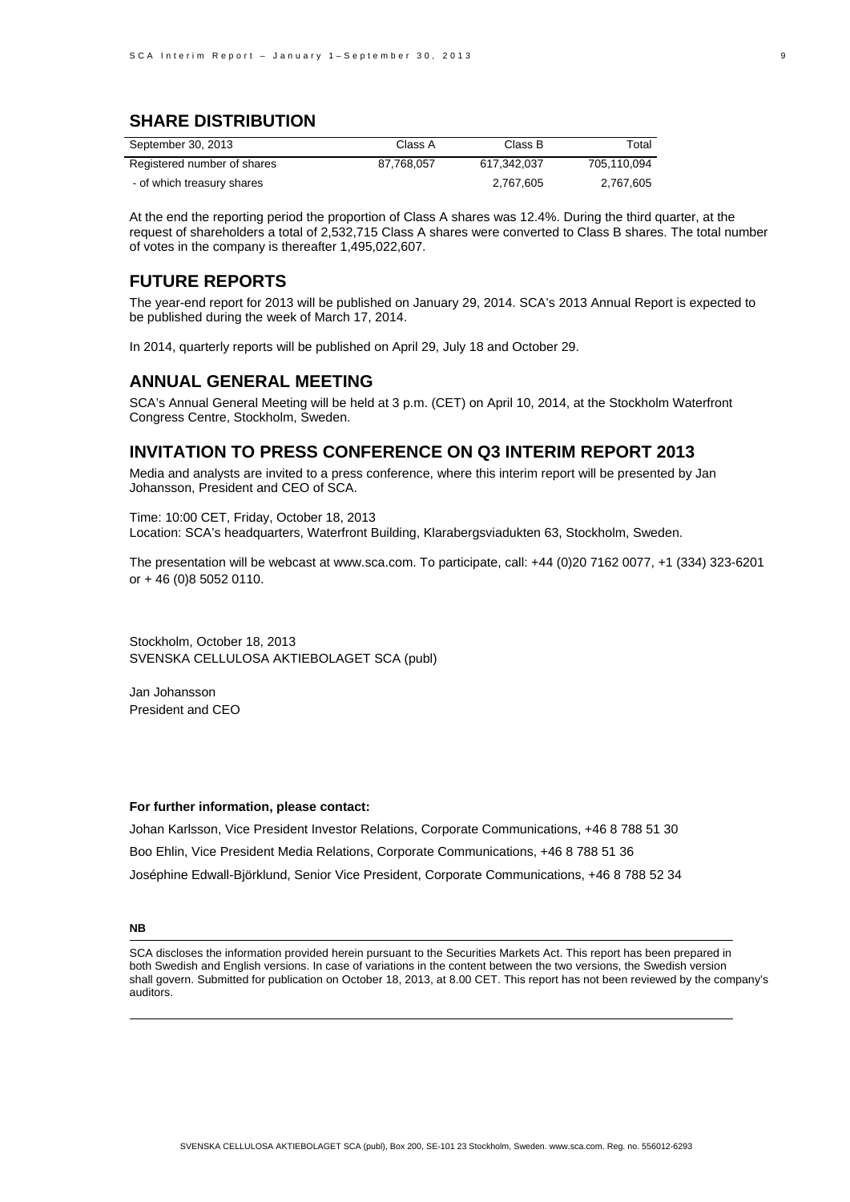## SHARE DISTRIBUTION

| September 30, 2013 | Class A | Class B | Total |
|---|---|---|---|
| Registered number of shares | 87,768,057 | 617,342,037 | 705,110,094 |
| - of which treasury shares | | 2,767,605 | 2,767,605 |

At the end the reporting period the proportion of Class A shares was 12.4%. During the third quarter, at the request of shareholders a total of 2,532,715 Class A shares were converted to Class B shares. The total number of votes in the company is thereafter 1,495,022,607.

## FUTURE REPORTS

The year-end report for 2013 will be published on January 29, 2014. SCA's 2013 Annual Report is expected to be published during the week of March 17, 2014.

In 2014, quarterly reports will be published on April 29, July 18 and October 29.

## ANNUAL GENERAL MEETING

SCA's Annual General Meeting will be held at 3 p.m. (CET) on April 10, 2014, at the Stockholm Waterfront Congress Centre, Stockholm, Sweden.

## INVITATION TO PRESS CONFERENCE ON Q3 INTERIM REPORT 2013

Media and analysts are invited to a press conference, where this interim report will be presented by Jan Johansson, President and CEO of SCA.

Time: 10:00 CET, Friday, October 18, 2013
Location: SCA's headquarters, Waterfront Building, Klarabergsviadukten 63, Stockholm, Sweden.

The presentation will be webcast at www.sca.com. To participate, call: +44 (0)20 7162 0077, +1 (334) 323-6201 or + 46 (0)8 5052 0110.

Stockholm, October 18, 2013
SVENSKA CELLULOSA AKTIEBOLAGET SCA (publ)

Jan Johansson
President and CEO

**For further information, please contact:**

Johan Karlsson, Vice President Investor Relations, Corporate Communications, +46 8 788 51 30

Boo Ehlin, Vice President Media Relations, Corporate Communications, +46 8 788 51 36

Joséphine Edwall-Björklund, Senior Vice President, Corporate Communications, +46 8 788 52 34

**NB**

SCA discloses the information provided herein pursuant to the Securities Markets Act. This report has been prepared in both Swedish and English versions. In case of variations in the content between the two versions, the Swedish version shall govern. Submitted for publication on October 18, 2013, at 8.00 CET. This report has not been reviewed by the company's auditors.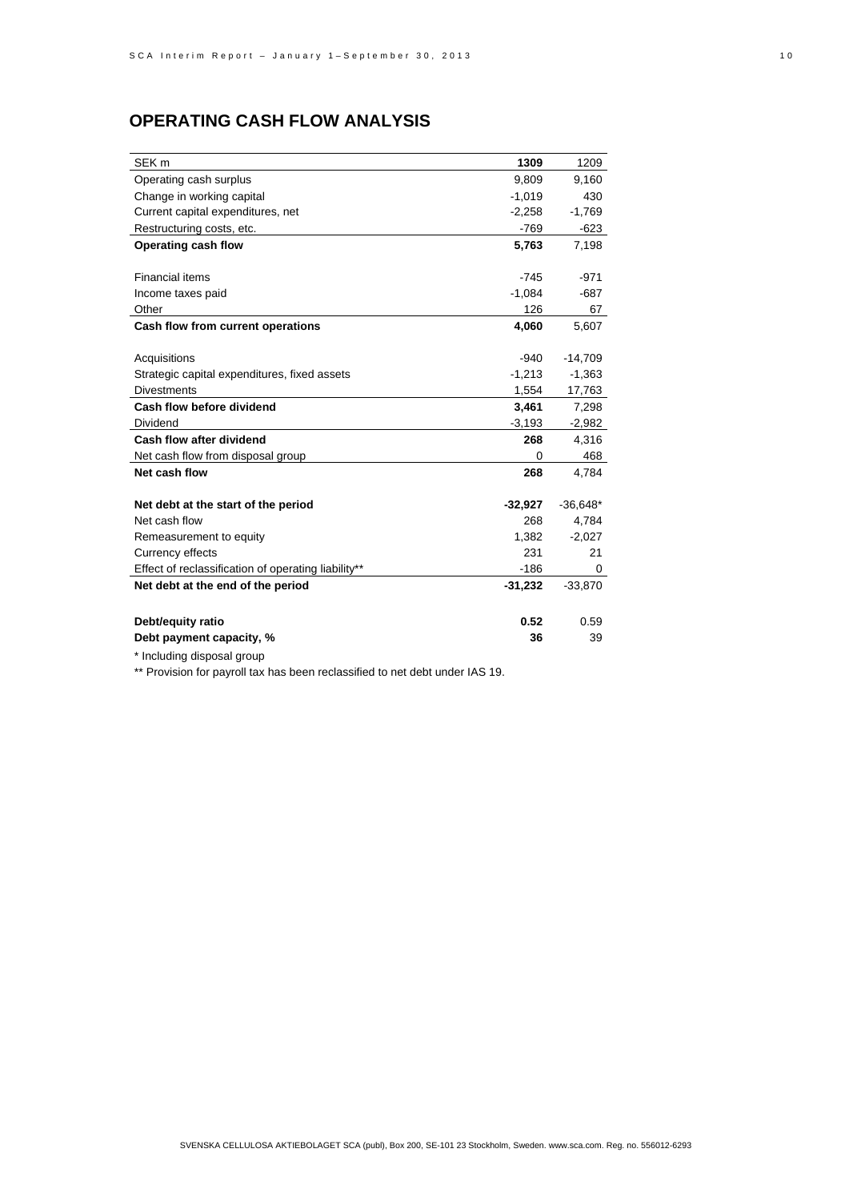## OPERATING CASH FLOW ANALYSIS

| SEK m | **1309** | 1209 |
|---|---|---|
| Operating cash surplus | 9,809 | 9,160 |
| Change in working capital | -1,019 | 430 |
| Current capital expenditures, net | -2,258 | -1,769 |
| Restructuring costs, etc. | -769 | -623 |
| **Operating cash flow** | **5,763** | 7,198 |
| | | |
| Financial items | -745 | -971 |
| Income taxes paid | -1,084 | -687 |
| Other | 126 | 67 |
| **Cash flow from current operations** | **4,060** | 5,607 |
| | | |
| Acquisitions | -940 | -14,709 |
| Strategic capital expenditures, fixed assets | -1,213 | -1,363 |
| Divestments | 1,554 | 17,763 |
| **Cash flow before dividend** | **3,461** | 7,298 |
| Dividend | -3,193 | -2,982 |
| **Cash flow after dividend** | **268** | 4,316 |
| Net cash flow from disposal group | 0 | 468 |
| **Net cash flow** | **268** | 4,784 |
| | | |
| **Net debt at the start of the period** | **-32,927** | -36,648* |
| Net cash flow | 268 | 4,784 |
| Remeasurement to equity | 1,382 | -2,027 |
| Currency effects | 231 | 21 |
| Effect of reclassification of operating liability** | -186 | 0 |
| **Net debt at the end of the period** | **-31,232** | -33,870 |
| | | |
| **Debt/equity ratio** | **0.52** | 0.59 |
| **Debt payment capacity, %** | **36** | 39 |

* Including disposal group

** Provision for payroll tax has been reclassified to net debt under IAS 19.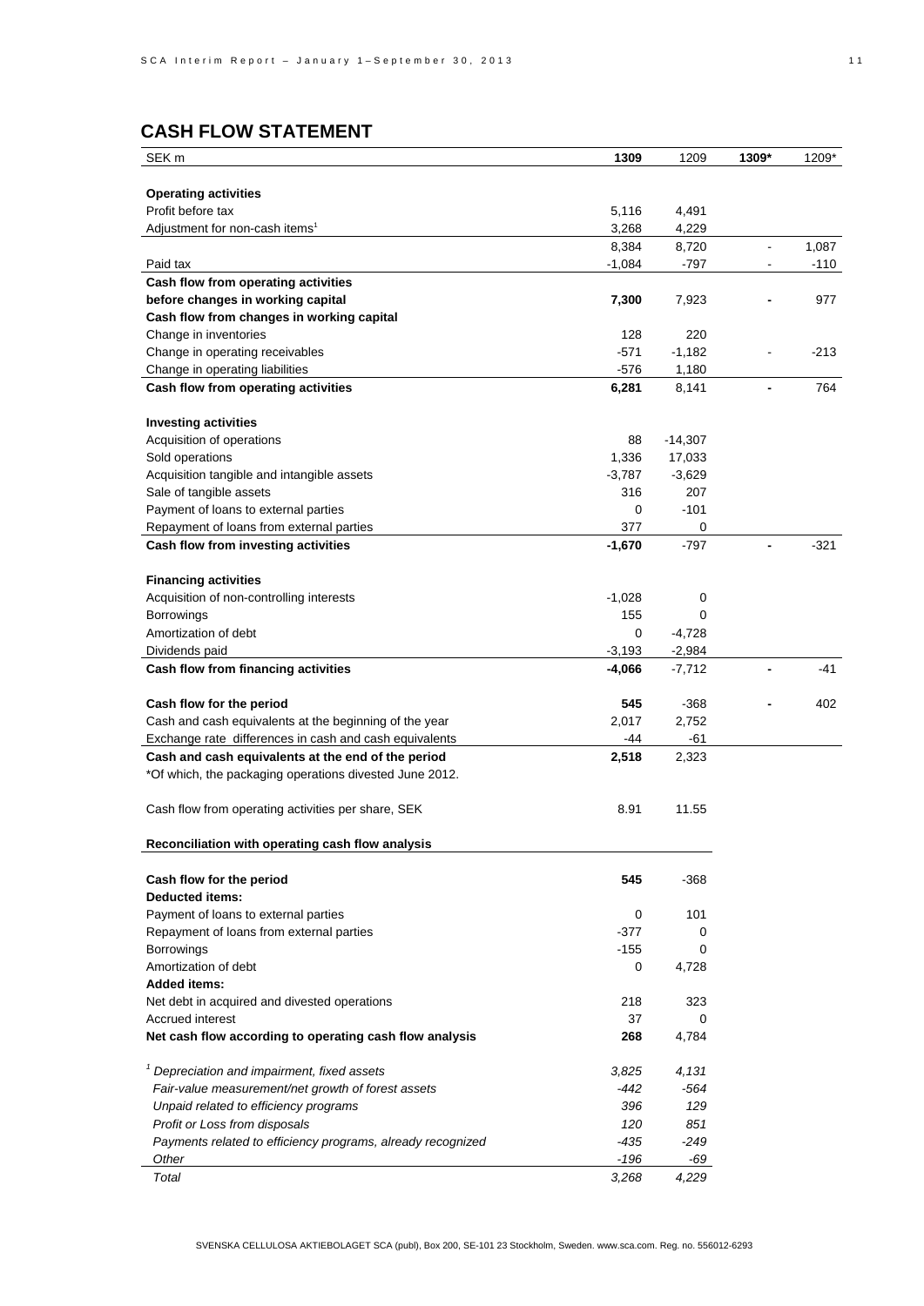## CASH FLOW STATEMENT

| SEK m | **1309** | 1209 | **1309*** | 1209* |
|---|---|---|---|---|
| **Operating activities** | | | | |
| Profit before tax | 5,116 | 4,491 | | |
| Adjustment for non-cash items[1] | 3,268 | 4,229 | | |
| | 8,384 | 8,720 | - | 1,087 |
| Paid tax | -1,084 | -797 | - | -110 |
| **Cash flow from operating activities before changes in working capital** | **7,300** | 7,923 | **-** | 977 |
| **Cash flow from changes in working capital** | | | | |
| Change in inventories | 128 | 220 | | |
| Change in operating receivables | -571 | -1,182 | - | -213 |
| Change in operating liabilities | -576 | 1,180 | | |
| **Cash flow from operating activities** | **6,281** | 8,141 | **-** | 764 |
| | | | | |
| **Investing activities** | | | | |
| Acquisition of operations | 88 | -14,307 | | |
| Sold operations | 1,336 | 17,033 | | |
| Acquisition tangible and intangible assets | -3,787 | -3,629 | | |
| Sale of tangible assets | 316 | 207 | | |
| Payment of loans to external parties | 0 | -101 | | |
| Repayment of loans from external parties | 377 | 0 | | |
| **Cash flow from investing activities** | **-1,670** | -797 | **-** | -321 |
| | | | | |
| **Financing activities** | | | | |
| Acquisition of non-controlling interests | -1,028 | 0 | | |
| Borrowings | 155 | 0 | | |
| Amortization of debt | 0 | -4,728 | | |
| Dividends paid | -3,193 | -2,984 | | |
| **Cash flow from financing activities** | **-4,066** | -7,712 | **-** | -41 |
| | | | | |
| **Cash flow for the period** | **545** | -368 | **-** | 402 |
| Cash and cash equivalents at the beginning of the year | 2,017 | 2,752 | | |
| Exchange rate differences in cash and cash equivalents | -44 | -61 | | |
| **Cash and cash equivalents at the end of the period** | **2,518** | 2,323 | | |

*Of which, the packaging operations divested June 2012.

| | | |
|---|---|---|
| Cash flow from operating activities per share, SEK | 8.91 | 11.55 |

**Reconciliation with operating cash flow analysis**

| | | |
|---|---|---|
| **Cash flow for the period** | **545** | -368 |
| **Deducted items:** | | |
| Payment of loans to external parties | 0 | 101 |
| Repayment of loans from external parties | -377 | 0 |
| Borrowings | -155 | 0 |
| Amortization of debt | 0 | 4,728 |
| **Added items:** | | |
| Net debt in acquired and divested operations | 218 | 323 |
| Accrued interest | 37 | 0 |
| **Net cash flow according to operating cash flow analysis** | **268** | 4,784 |

| | | |
|---|---|---|
| *[1] Depreciation and impairment, fixed assets* | *3,825* | *4,131* |
| *Fair-value measurement/net growth of forest assets* | *-442* | *-564* |
| *Unpaid related to efficiency programs* | *396* | *129* |
| *Profit or Loss from disposals* | *120* | *851* |
| *Payments related to efficiency programs, already recognized* | *-435* | *-249* |
| *Other* | *-196* | *-69* |
| *Total* | *3,268* | *4,229* |

SVENSKA CELLULOSA AKTIEBOLAGET SCA (publ), Box 200, SE-101 23 Stockholm, Sweden. www.sca.com. Reg. no. 556012-6293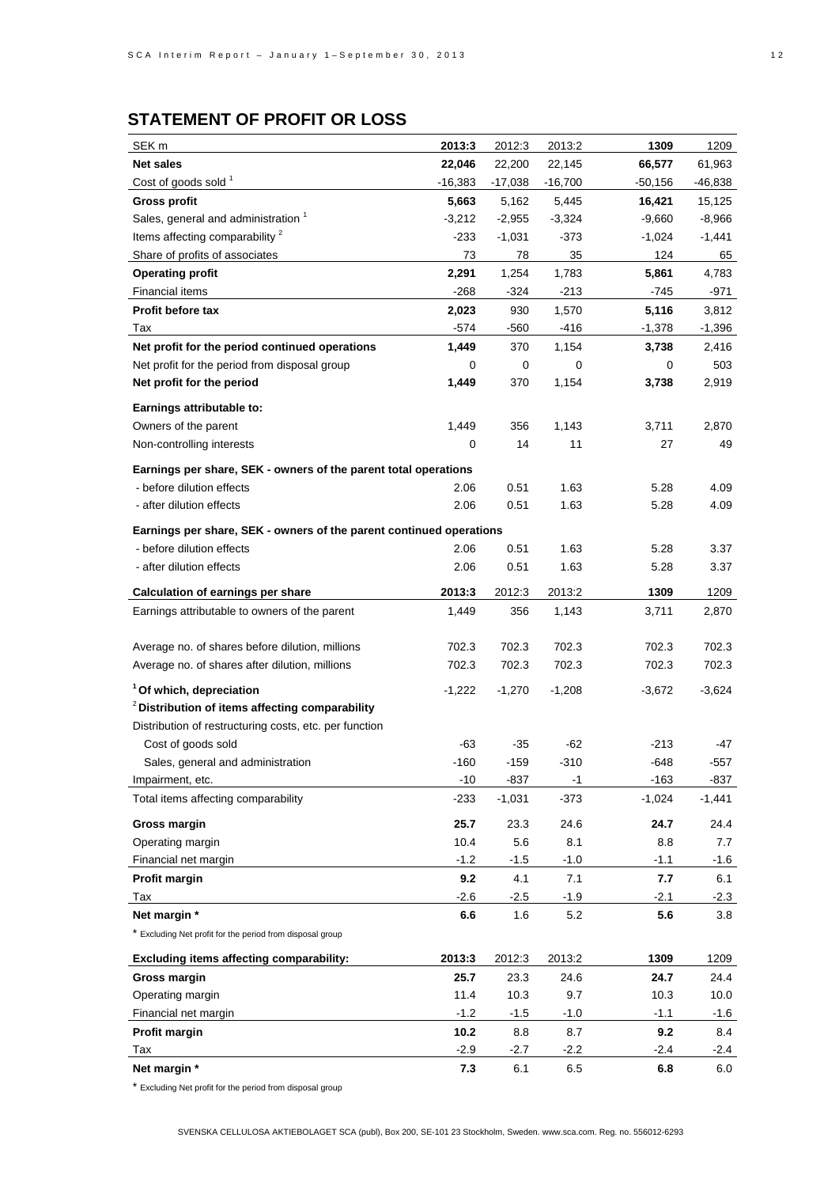## STATEMENT OF PROFIT OR LOSS

| SEK m | 2013:3 | 2012:3 | 2013:2 | 1309 | 1209 |
|---|---|---|---|---|---|
| **Net sales** | **22,046** | 22,200 | 22,145 | **66,577** | 61,963 |
| Cost of goods sold [1] | -16,383 | -17,038 | -16,700 | -50,156 | -46,838 |
| **Gross profit** | **5,663** | 5,162 | 5,445 | **16,421** | 15,125 |
| Sales, general and administration [1] | -3,212 | -2,955 | -3,324 | -9,660 | -8,966 |
| Items affecting comparability [2] | -233 | -1,031 | -373 | -1,024 | -1,441 |
| Share of profits of associates | 73 | 78 | 35 | 124 | 65 |
| **Operating profit** | **2,291** | 1,254 | 1,783 | **5,861** | 4,783 |
| Financial items | -268 | -324 | -213 | -745 | -971 |
| **Profit before tax** | **2,023** | 930 | 1,570 | **5,116** | 3,812 |
| Tax | -574 | -560 | -416 | -1,378 | -1,396 |
| **Net profit for the period continued operations** | **1,449** | 370 | 1,154 | **3,738** | 2,416 |
| Net profit for the period from disposal group | 0 | 0 | 0 | 0 | 503 |
| **Net profit for the period** | **1,449** | 370 | 1,154 | **3,738** | 2,919 |
| **Earnings attributable to:** | | | | | |
| Owners of the parent | 1,449 | 356 | 1,143 | 3,711 | 2,870 |
| Non-controlling interests | 0 | 14 | 11 | 27 | 49 |
| **Earnings per share, SEK - owners of the parent total operations** | | | | | |
| - before dilution effects | 2.06 | 0.51 | 1.63 | 5.28 | 4.09 |
| - after dilution effects | 2.06 | 0.51 | 1.63 | 5.28 | 4.09 |
| **Earnings per share, SEK - owners of the parent continued operations** | | | | | |
| - before dilution effects | 2.06 | 0.51 | 1.63 | 5.28 | 3.37 |
| - after dilution effects | 2.06 | 0.51 | 1.63 | 5.28 | 3.37 |

| **Calculation of earnings per share** | **2013:3** | 2012:3 | 2013:2 | **1309** | 1209 |
|---|---|---|---|---|---|
| Earnings attributable to owners of the parent | 1,449 | 356 | 1,143 | 3,711 | 2,870 |
| Average no. of shares before dilution, millions | 702.3 | 702.3 | 702.3 | 702.3 | 702.3 |
| Average no. of shares after dilution, millions | 702.3 | 702.3 | 702.3 | 702.3 | 702.3 |
| [1] **Of which, depreciation** | -1,222 | -1,270 | -1,208 | -3,672 | -3,624 |
| [2] **Distribution of items affecting comparability** | | | | | |
| Distribution of restructuring costs, etc. per function | | | | | |
| Cost of goods sold | -63 | -35 | -62 | -213 | -47 |
| Sales, general and administration | -160 | -159 | -310 | -648 | -557 |
| Impairment, etc. | -10 | -837 | -1 | -163 | -837 |
| Total items affecting comparability | -233 | -1,031 | -373 | -1,024 | -1,441 |
| **Gross margin** | **25.7** | 23.3 | 24.6 | **24.7** | 24.4 |
| Operating margin | 10.4 | 5.6 | 8.1 | 8.8 | 7.7 |
| Financial net margin | -1.2 | -1.5 | -1.0 | -1.1 | -1.6 |
| **Profit margin** | **9.2** | 4.1 | 7.1 | **7.7** | 6.1 |
| Tax | -2.6 | -2.5 | -1.9 | -2.1 | -2.3 |
| **Net margin \*** | **6.6** | 1.6 | 5.2 | **5.6** | 3.8 |

\* Excluding Net profit for the period from disposal group

| **Excluding items affecting comparability:** | **2013:3** | 2012:3 | 2013:2 | **1309** | 1209 |
|---|---|---|---|---|---|
| **Gross margin** | **25.7** | 23.3 | 24.6 | **24.7** | 24.4 |
| Operating margin | 11.4 | 10.3 | 9.7 | 10.3 | 10.0 |
| Financial net margin | -1.2 | -1.5 | -1.0 | -1.1 | -1.6 |
| **Profit margin** | **10.2** | 8.8 | 8.7 | **9.2** | 8.4 |
| Tax | -2.9 | -2.7 | -2.2 | -2.4 | -2.4 |
| **Net margin \*** | **7.3** | 6.1 | 6.5 | **6.8** | 6.0 |

\* Excluding Net profit for the period from disposal group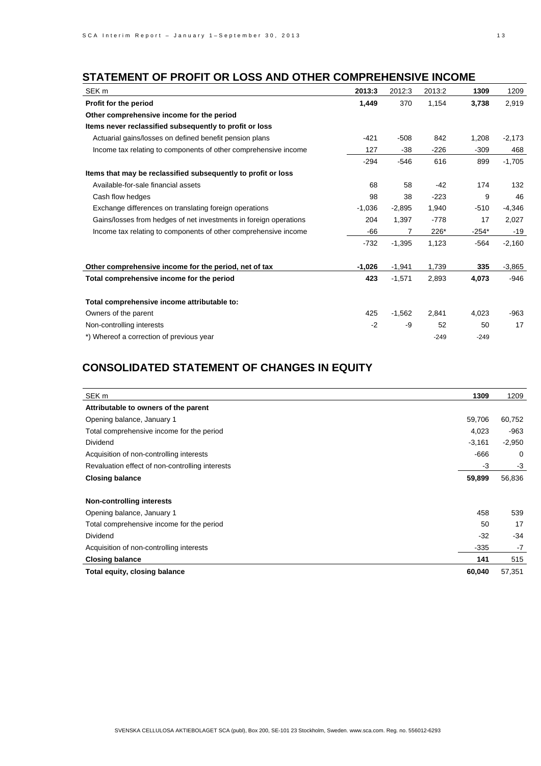## STATEMENT OF PROFIT OR LOSS AND OTHER COMPREHENSIVE INCOME

| SEK m | 2013:3 | 2012:3 | 2013:2 | 1309 | 1209 |
|---|---|---|---|---|---|
| **Profit for the period** | **1,449** | 370 | 1,154 | **3,738** | 2,919 |
| **Other comprehensive income for the period** | | | | | |
| **Items never reclassified subsequently to profit or loss** | | | | | |
| Actuarial gains/losses on defined benefit pension plans | -421 | -508 | 842 | 1,208 | -2,173 |
| Income tax relating to components of other comprehensive income | 127 | -38 | -226 | -309 | 468 |
| | -294 | -546 | 616 | 899 | -1,705 |
| **Items that may be reclassified subsequently to profit or loss** | | | | | |
| Available-for-sale financial assets | 68 | 58 | -42 | 174 | 132 |
| Cash flow hedges | 98 | 38 | -223 | 9 | 46 |
| Exchange differences on translating foreign operations | -1,036 | -2,895 | 1,940 | -510 | -4,346 |
| Gains/losses from hedges of net investments in foreign operations | 204 | 1,397 | -778 | 17 | 2,027 |
| Income tax relating to components of other comprehensive income | -66 | 7 | 226* | -254* | -19 |
| | -732 | -1,395 | 1,123 | -564 | -2,160 |
| **Other comprehensive income for the period, net of tax** | **-1,026** | -1,941 | 1,739 | **335** | -3,865 |
| **Total comprehensive income for the period** | **423** | -1,571 | 2,893 | **4,073** | -946 |
| **Total comprehensive income attributable to:** | | | | | |
| Owners of the parent | 425 | -1,562 | 2,841 | 4,023 | -963 |
| Non-controlling interests | -2 | -9 | 52 | 50 | 17 |
| *) Whereof a correction of previous year | | | -249 | -249 | |

## CONSOLIDATED STATEMENT OF CHANGES IN EQUITY

| SEK m | 1309 | 1209 |
|---|---|---|
| **Attributable to owners of the parent** | | |
| Opening balance, January 1 | 59,706 | 60,752 |
| Total comprehensive income for the period | 4,023 | -963 |
| Dividend | -3,161 | -2,950 |
| Acquisition of non-controlling interests | -666 | 0 |
| Revaluation effect of non-controlling interests | -3 | -3 |
| **Closing balance** | **59,899** | 56,836 |
| **Non-controlling interests** | | |
| Opening balance, January 1 | 458 | 539 |
| Total comprehensive income for the period | 50 | 17 |
| Dividend | -32 | -34 |
| Acquisition of non-controlling interests | -335 | -7 |
| **Closing balance** | **141** | 515 |
| **Total equity, closing balance** | **60,040** | 57,351 |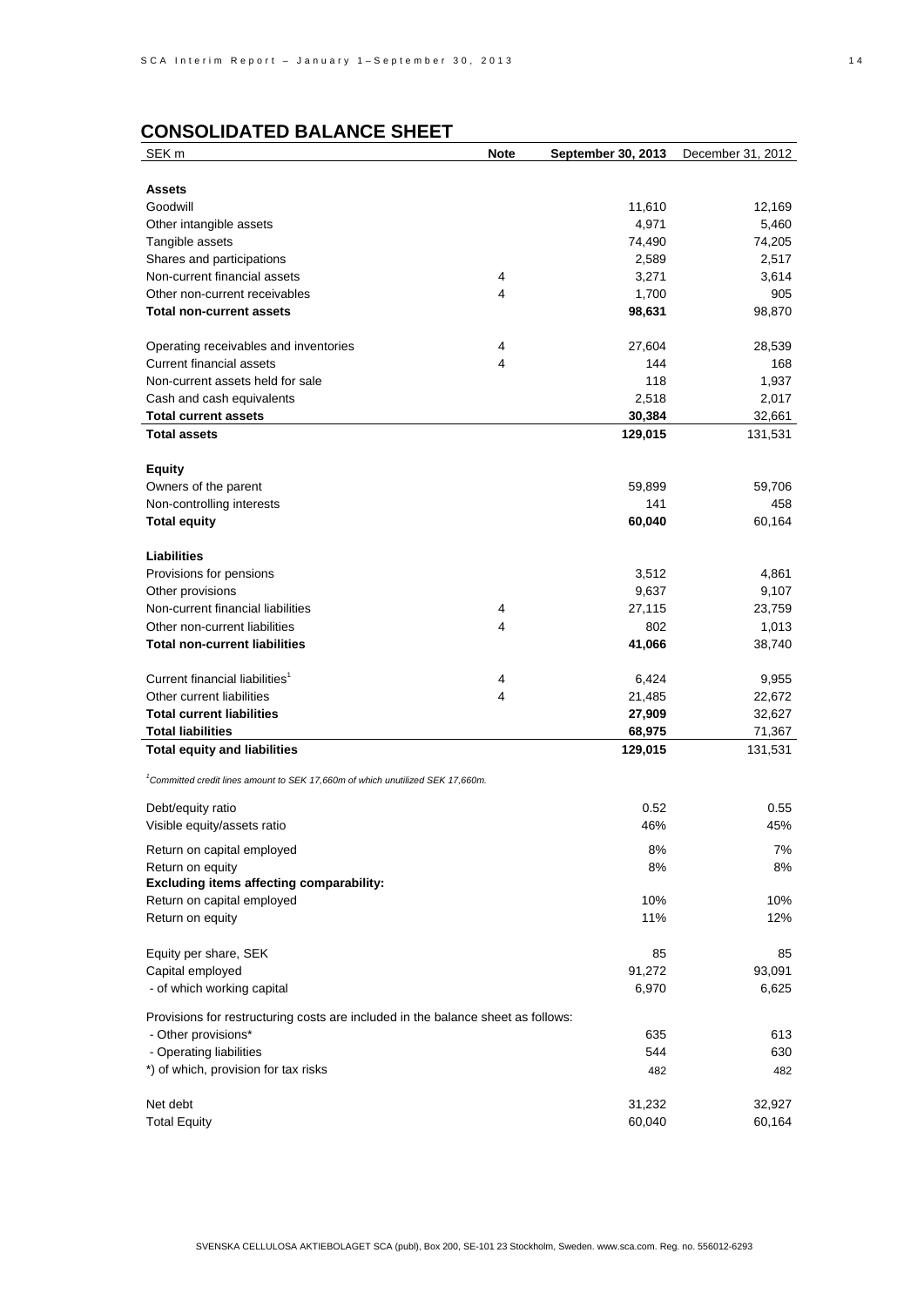## CONSOLIDATED BALANCE SHEET

| SEK m | Note | September 30, 2013 | December 31, 2012 |
|---|---|---|---|
| **Assets** | | | |
| Goodwill | | 11,610 | 12,169 |
| Other intangible assets | | 4,971 | 5,460 |
| Tangible assets | | 74,490 | 74,205 |
| Shares and participations | | 2,589 | 2,517 |
| Non-current financial assets | 4 | 3,271 | 3,614 |
| Other non-current receivables | 4 | 1,700 | 905 |
| **Total non-current assets** | | **98,631** | 98,870 |
| | | | |
| Operating receivables and inventories | 4 | 27,604 | 28,539 |
| Current financial assets | 4 | 144 | 168 |
| Non-current assets held for sale | | 118 | 1,937 |
| Cash and cash equivalents | | 2,518 | 2,017 |
| **Total current assets** | | **30,384** | 32,661 |
| **Total assets** | | **129,015** | 131,531 |
| | | | |
| **Equity** | | | |
| Owners of the parent | | 59,899 | 59,706 |
| Non-controlling interests | | 141 | 458 |
| **Total equity** | | **60,040** | 60,164 |
| | | | |
| **Liabilities** | | | |
| Provisions for pensions | | 3,512 | 4,861 |
| Other provisions | | 9,637 | 9,107 |
| Non-current financial liabilities | 4 | 27,115 | 23,759 |
| Other non-current liabilities | 4 | 802 | 1,013 |
| **Total non-current liabilities** | | **41,066** | 38,740 |
| | | | |
| Current financial liabilities[1] | 4 | 6,424 | 9,955 |
| Other current liabilities | 4 | 21,485 | 22,672 |
| **Total current liabilities** | | **27,909** | 32,627 |
| **Total liabilities** | | **68,975** | 71,367 |
| **Total equity and liabilities** | | **129,015** | 131,531 |

*[1]Committed credit lines amount to SEK 17,660m of which unutilized SEK 17,660m.*

| | | September 30, 2013 | December 31, 2012 |
|---|---|---|---|
| Debt/equity ratio | | 0.52 | 0.55 |
| Visible equity/assets ratio | | 46% | 45% |
| Return on capital employed | | 8% | 7% |
| Return on equity | | 8% | 8% |
| **Excluding items affecting comparability:** | | | |
| Return on capital employed | | 10% | 10% |
| Return on equity | | 11% | 12% |
| | | | |
| Equity per share, SEK | | 85 | 85 |
| Capital employed | | 91,272 | 93,091 |
| - of which working capital | | 6,970 | 6,625 |
| | | | |
| Provisions for restructuring costs are included in the balance sheet as follows: | | | |
| - Other provisions* | | 635 | 613 |
| - Operating liabilities | | 544 | 630 |
| *) of which, provision for tax risks | | 482 | 482 |
| | | | |
| Net debt | | 31,232 | 32,927 |
| Total Equity | | 60,040 | 60,164 |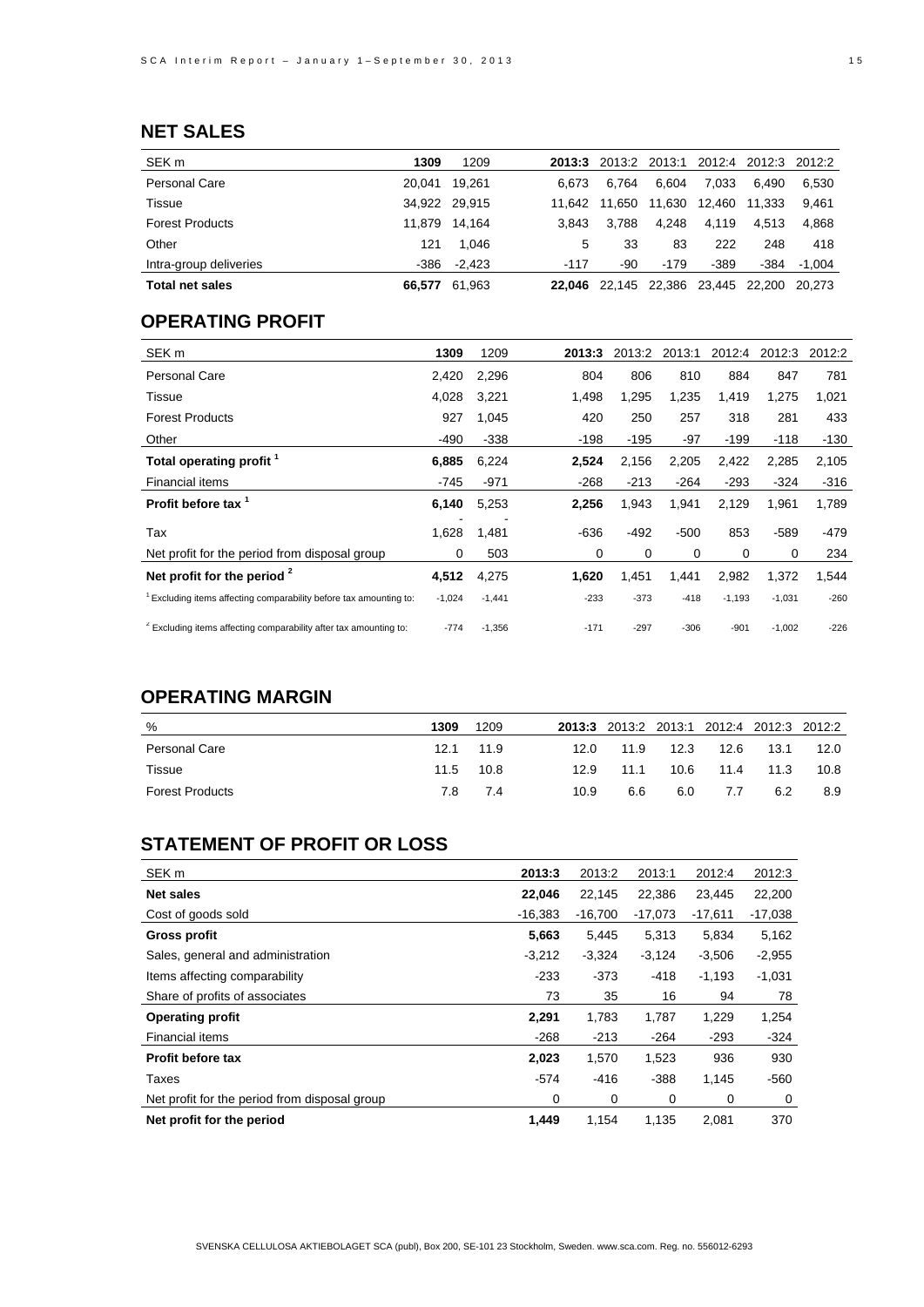## NET SALES

| SEK m | **1309** | 1209 | **2013:3** | 2013:2 | 2013:1 | 2012:4 | 2012:3 | 2012:2 |
|---|---|---|---|---|---|---|---|---|
| Personal Care | 20,041 | 19,261 | 6,673 | 6,764 | 6,604 | 7,033 | 6,490 | 6,530 |
| Tissue | 34,922 | 29,915 | 11,642 | 11,650 | 11,630 | 12,460 | 11,333 | 9,461 |
| Forest Products | 11,879 | 14,164 | 3,843 | 3,788 | 4,248 | 4,119 | 4,513 | 4,868 |
| Other | 121 | 1,046 | 5 | 33 | 83 | 222 | 248 | 418 |
| Intra-group deliveries | -386 | -2,423 | -117 | -90 | -179 | -389 | -384 | -1,004 |
| **Total net sales** | **66,577** | 61,963 | **22,046** | 22,145 | 22,386 | 23,445 | 22,200 | 20,273 |

## OPERATING PROFIT

| SEK m | **1309** | 1209 | **2013:3** | 2013:2 | 2013:1 | 2012:4 | 2012:3 | 2012:2 |
|---|---|---|---|---|---|---|---|---|
| Personal Care | 2,420 | 2,296 | 804 | 806 | 810 | 884 | 847 | 781 |
| Tissue | 4,028 | 3,221 | 1,498 | 1,295 | 1,235 | 1,419 | 1,275 | 1,021 |
| Forest Products | 927 | 1,045 | 420 | 250 | 257 | 318 | 281 | 433 |
| Other | -490 | -338 | -198 | -195 | -97 | -199 | -118 | -130 |
| **Total operating profit [1]** | **6,885** | 6,224 | **2,524** | 2,156 | 2,205 | 2,422 | 2,285 | 2,105 |
| Financial items | -745 | -971 | -268 | -213 | -264 | -293 | -324 | -316 |
| **Profit before tax [1]** | **6,140** | 5,253 | **2,256** | 1,943 | 1,941 | 2,129 | 1,961 | 1,789 |
| Tax | -1,628 | -1,481 | -636 | -492 | -500 | 853 | -589 | -479 |
| Net profit for the period from disposal group | 0 | 503 | 0 | 0 | 0 | 0 | 0 | 234 |
| **Net profit for the period [2]** | **4,512** | 4,275 | **1,620** | 1,451 | 1,441 | 2,982 | 1,372 | 1,544 |
| [1] Excluding items affecting comparability before tax amounting to: | -1,024 | -1,441 | -233 | -373 | -418 | -1,193 | -1,031 | -260 |
| [2] Excluding items affecting comparability after tax amounting to: | -774 | -1,356 | -171 | -297 | -306 | -901 | -1,002 | -226 |

## OPERATING MARGIN

| % | **1309** | 1209 | **2013:3** | 2013:2 | 2013:1 | 2012:4 | 2012:3 | 2012:2 |
|---|---|---|---|---|---|---|---|---|
| Personal Care | 12.1 | 11.9 | 12.0 | 11.9 | 12.3 | 12.6 | 13.1 | 12.0 |
| Tissue | 11.5 | 10.8 | 12.9 | 11.1 | 10.6 | 11.4 | 11.3 | 10.8 |
| Forest Products | 7.8 | 7.4 | 10.9 | 6.6 | 6.0 | 7.7 | 6.2 | 8.9 |

## STATEMENT OF PROFIT OR LOSS

| SEK m | **2013:3** | 2013:2 | 2013:1 | 2012:4 | 2012:3 |
|---|---|---|---|---|---|
| **Net sales** | **22,046** | 22,145 | 22,386 | 23,445 | 22,200 |
| Cost of goods sold | -16,383 | -16,700 | -17,073 | -17,611 | -17,038 |
| **Gross profit** | **5,663** | 5,445 | 5,313 | 5,834 | 5,162 |
| Sales, general and administration | -3,212 | -3,324 | -3,124 | -3,506 | -2,955 |
| Items affecting comparability | -233 | -373 | -418 | -1,193 | -1,031 |
| Share of profits of associates | 73 | 35 | 16 | 94 | 78 |
| **Operating profit** | **2,291** | 1,783 | 1,787 | 1,229 | 1,254 |
| Financial items | -268 | -213 | -264 | -293 | -324 |
| **Profit before tax** | **2,023** | 1,570 | 1,523 | 936 | 930 |
| Taxes | -574 | -416 | -388 | 1,145 | -560 |
| Net profit for the period from disposal group | 0 | 0 | 0 | 0 | 0 |
| **Net profit for the period** | **1,449** | 1,154 | 1,135 | 2,081 | 370 |

SVENSKA CELLULOSA AKTIEBOLAGET SCA (publ), Box 200, SE-101 23 Stockholm, Sweden. www.sca.com. Reg. no. 556012-6293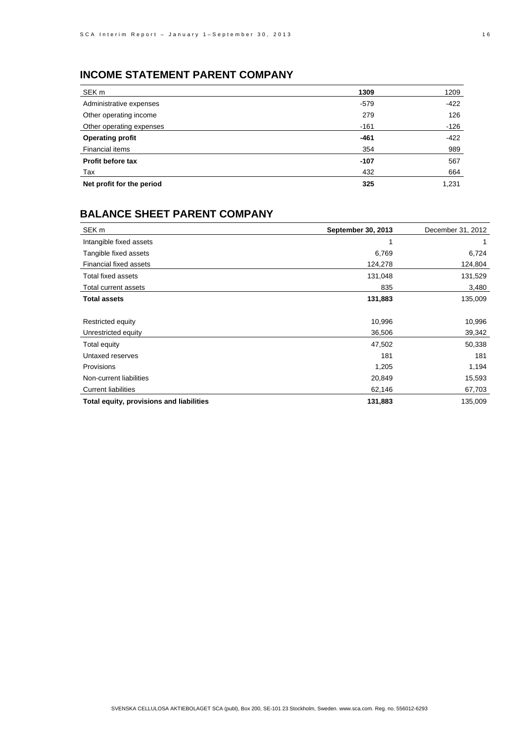## INCOME STATEMENT PARENT COMPANY

| SEK m | **1309** | 1209 |
|---|---|---|
| Administrative expenses | -579 | -422 |
| Other operating income | 279 | 126 |
| Other operating expenses | -161 | -126 |
| **Operating profit** | **-461** | -422 |
| Financial items | 354 | 989 |
| **Profit before tax** | **-107** | 567 |
| Tax | 432 | 664 |
| **Net profit for the period** | **325** | 1,231 |

## BALANCE SHEET PARENT COMPANY

| SEK m | **September 30, 2013** | December 31, 2012 |
|---|---|---|
| Intangible fixed assets | 1 | 1 |
| Tangible fixed assets | 6,769 | 6,724 |
| Financial fixed assets | 124,278 | 124,804 |
| Total fixed assets | 131,048 | 131,529 |
| Total current assets | 835 | 3,480 |
| **Total assets** | **131,883** | 135,009 |
| | | |
| Restricted equity | 10,996 | 10,996 |
| Unrestricted equity | 36,506 | 39,342 |
| Total equity | 47,502 | 50,338 |
| Untaxed reserves | 181 | 181 |
| Provisions | 1,205 | 1,194 |
| Non-current liabilities | 20,849 | 15,593 |
| Current liabilities | 62,146 | 67,703 |
| **Total equity, provisions and liabilities** | **131,883** | 135,009 |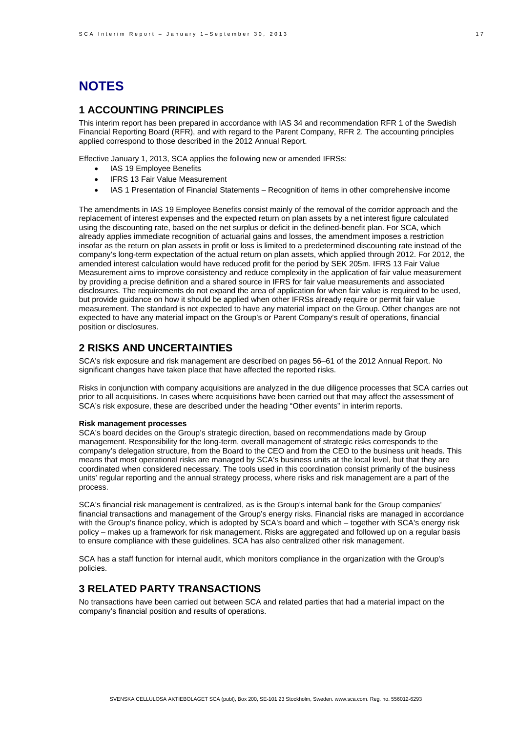# NOTES

## 1 ACCOUNTING PRINCIPLES

This interim report has been prepared in accordance with IAS 34 and recommendation RFR 1 of the Swedish Financial Reporting Board (RFR), and with regard to the Parent Company, RFR 2. The accounting principles applied correspond to those described in the 2012 Annual Report.

Effective January 1, 2013, SCA applies the following new or amended IFRSs:

- IAS 19 Employee Benefits
- IFRS 13 Fair Value Measurement
- IAS 1 Presentation of Financial Statements – Recognition of items in other comprehensive income

The amendments in IAS 19 Employee Benefits consist mainly of the removal of the corridor approach and the replacement of interest expenses and the expected return on plan assets by a net interest figure calculated using the discounting rate, based on the net surplus or deficit in the defined-benefit plan. For SCA, which already applies immediate recognition of actuarial gains and losses, the amendment imposes a restriction insofar as the return on plan assets in profit or loss is limited to a predetermined discounting rate instead of the company's long-term expectation of the actual return on plan assets, which applied through 2012. For 2012, the amended interest calculation would have reduced profit for the period by SEK 205m. IFRS 13 Fair Value Measurement aims to improve consistency and reduce complexity in the application of fair value measurement by providing a precise definition and a shared source in IFRS for fair value measurements and associated disclosures. The requirements do not expand the area of application for when fair value is required to be used, but provide guidance on how it should be applied when other IFRSs already require or permit fair value measurement. The standard is not expected to have any material impact on the Group. Other changes are not expected to have any material impact on the Group's or Parent Company's result of operations, financial position or disclosures.

## 2 RISKS AND UNCERTAINTIES

SCA's risk exposure and risk management are described on pages 56–61 of the 2012 Annual Report. No significant changes have taken place that have affected the reported risks.

Risks in conjunction with company acquisitions are analyzed in the due diligence processes that SCA carries out prior to all acquisitions. In cases where acquisitions have been carried out that may affect the assessment of SCA's risk exposure, these are described under the heading "Other events" in interim reports.

**Risk management processes**

SCA's board decides on the Group's strategic direction, based on recommendations made by Group management. Responsibility for the long-term, overall management of strategic risks corresponds to the company's delegation structure, from the Board to the CEO and from the CEO to the business unit heads. This means that most operational risks are managed by SCA's business units at the local level, but that they are coordinated when considered necessary. The tools used in this coordination consist primarily of the business units' regular reporting and the annual strategy process, where risks and risk management are a part of the process.

SCA's financial risk management is centralized, as is the Group's internal bank for the Group companies' financial transactions and management of the Group's energy risks. Financial risks are managed in accordance with the Group's finance policy, which is adopted by SCA's board and which – together with SCA's energy risk policy – makes up a framework for risk management. Risks are aggregated and followed up on a regular basis to ensure compliance with these guidelines. SCA has also centralized other risk management.

SCA has a staff function for internal audit, which monitors compliance in the organization with the Group's policies.

## 3 RELATED PARTY TRANSACTIONS

No transactions have been carried out between SCA and related parties that had a material impact on the company's financial position and results of operations.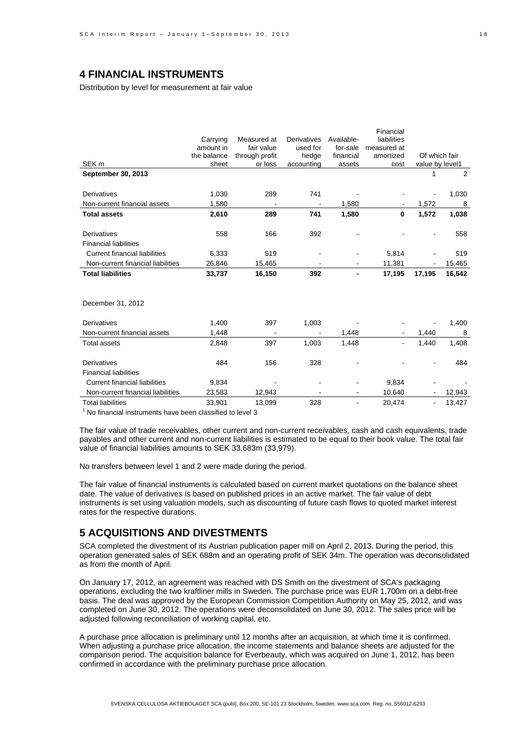## 4 FINANCIAL INSTRUMENTS

Distribution by level for measurement at fair value

| SEK m | Carrying amount in the balance sheet | Measured at fair value through profit or loss | Derivatives used for hedge accounting | Available-for-sale financial assets | Financial liabilities measured at amortized cost | Of which fair value by level[1] | |
|---|---|---|---|---|---|---|---|
| **September 30, 2013** | | | | | | 1 | 2 |
| Derivatives | 1,030 | 289 | 741 | - | - | - | 1,030 |
| Non-current financial assets | 1,580 | - | - | 1,580 | - | 1,572 | 8 |
| **Total assets** | **2,610** | **289** | **741** | **1,580** | **0** | **1,572** | **1,038** |
| Derivatives | 558 | 166 | 392 | - | - | - | 558 |
| Financial liabilities | | | | | | | |
| Current financial liabilities | 6,333 | 519 | - | - | 5,814 | - | 519 |
| Non-current financial liabilities | 26,846 | 15,465 | - | - | 11,381 | - | 15,465 |
| **Total liabilities** | **33,737** | **16,150** | **392** | **-** | **17,195** | **17,195** | **16,542** |
| December 31, 2012 | | | | | | | |
| Derivatives | 1,400 | 397 | 1,003 | - | - | - | 1,400 |
| Non-current financial assets | 1,448 | - | - | 1,448 | - | 1,440 | 8 |
| Total assets | 2,848 | 397 | 1,003 | 1,448 | - | 1,440 | 1,408 |
| Derivatives | 484 | 156 | 328 | - | - | - | 484 |
| Financial liabilities | | | | | | | |
| Current financial liabilities | 9,834 | - | - | - | 9,834 | - | - |
| Non-current financial liabilities | 23,583 | 12,943 | - | - | 10,640 | - | 12,943 |
| Total liabilities | 33,901 | 13,099 | 328 | - | 20,474 | - | 13,427 |

[1] No financial instruments have been classified to level 3

The fair value of trade receivables, other current and non-current receivables, cash and cash equivalents, trade payables and other current and non-current liabilities is estimated to be equal to their book value. The total fair value of financial liabilities amounts to SEK 33,683m (33,979).

No transfers between level 1 and 2 were made during the period.

The fair value of financial instruments is calculated based on current market quotations on the balance sheet date. The value of derivatives is based on published prices in an active market. The fair value of debt instruments is set using valuation models, such as discounting of future cash flows to quoted market interest rates for the respective durations.

## 5 ACQUISITIONS AND DIVESTMENTS

SCA completed the divestment of its Austrian publication paper mill on April 2, 2013. During the period, this operation generated sales of SEK 688m and an operating profit of SEK 34m. The operation was deconsolidated as from the month of April.

On January 17, 2012, an agreement was reached with DS Smith on the divestment of SCA's packaging operations, excluding the two kraftliner mills in Sweden. The purchase price was EUR 1,700m on a debt-free basis. The deal was approved by the European Commission Competition Authority on May 25, 2012, and was completed on June 30, 2012. The operations were deconsolidated on June 30, 2012. The sales price will be adjusted following reconciliation of working capital, etc.

A purchase price allocation is preliminary until 12 months after an acquisition, at which time it is confirmed. When adjusting a purchase price allocation, the income statements and balance sheets are adjusted for the comparison period. The acquisition balance for Everbeauty, which was acquired on June 1, 2012, has been confirmed in accordance with the preliminary purchase price allocation.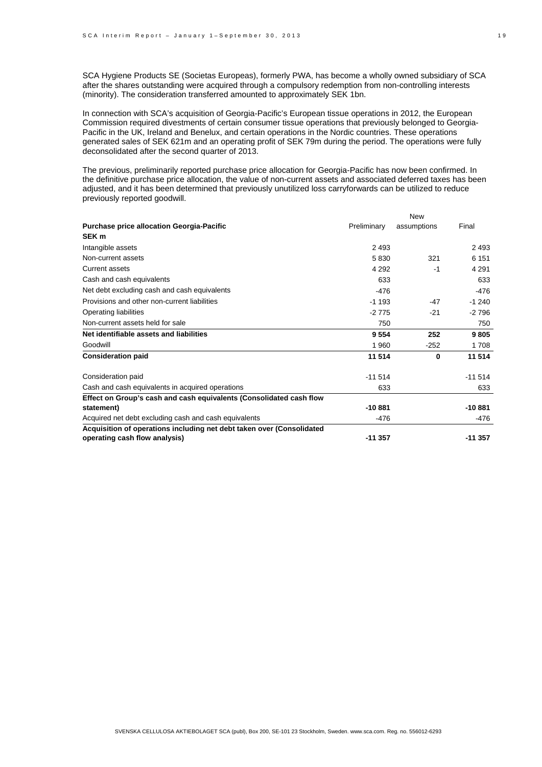SCA Hygiene Products SE (Societas Europeas), formerly PWA, has become a wholly owned subsidiary of SCA after the shares outstanding were acquired through a compulsory redemption from non-controlling interests (minority). The consideration transferred amounted to approximately SEK 1bn.

In connection with SCA's acquisition of Georgia-Pacific's European tissue operations in 2012, the European Commission required divestments of certain consumer tissue operations that previously belonged to Georgia-Pacific in the UK, Ireland and Benelux, and certain operations in the Nordic countries. These operations generated sales of SEK 621m and an operating profit of SEK 79m during the period. The operations were fully deconsolidated after the second quarter of 2013.

The previous, preliminarily reported purchase price allocation for Georgia-Pacific has now been confirmed. In the definitive purchase price allocation, the value of non-current assets and associated deferred taxes has been adjusted, and it has been determined that previously unutilized loss carryforwards can be utilized to reduce previously reported goodwill.

| **Purchase price allocation Georgia-Pacific** | Preliminary | New assumptions | Final |
|---|---|---|---|
| **SEK m** | | | |
| Intangible assets | 2 493 | | 2 493 |
| Non-current assets | 5 830 | 321 | 6 151 |
| Current assets | 4 292 | -1 | 4 291 |
| Cash and cash equivalents | 633 | | 633 |
| Net debt excluding cash and cash equivalents | -476 | | -476 |
| Provisions and other non-current liabilities | -1 193 | -47 | -1 240 |
| Operating liabilities | -2 775 | -21 | -2 796 |
| Non-current assets held for sale | 750 | | 750 |
| **Net identifiable assets and liabilities** | **9 554** | **252** | **9 805** |
| Goodwill | 1 960 | -252 | 1 708 |
| **Consideration paid** | **11 514** | **0** | **11 514** |
| | | | |
| Consideration paid | -11 514 | | -11 514 |
| Cash and cash equivalents in acquired operations | 633 | | 633 |
| **Effect on Group's cash and cash equivalents (Consolidated cash flow statement)** | **-10 881** | | **-10 881** |
| Acquired net debt excluding cash and cash equivalents | -476 | | -476 |
| **Acquisition of operations including net debt taken over (Consolidated operating cash flow analysis)** | **-11 357** | | **-11 357** |